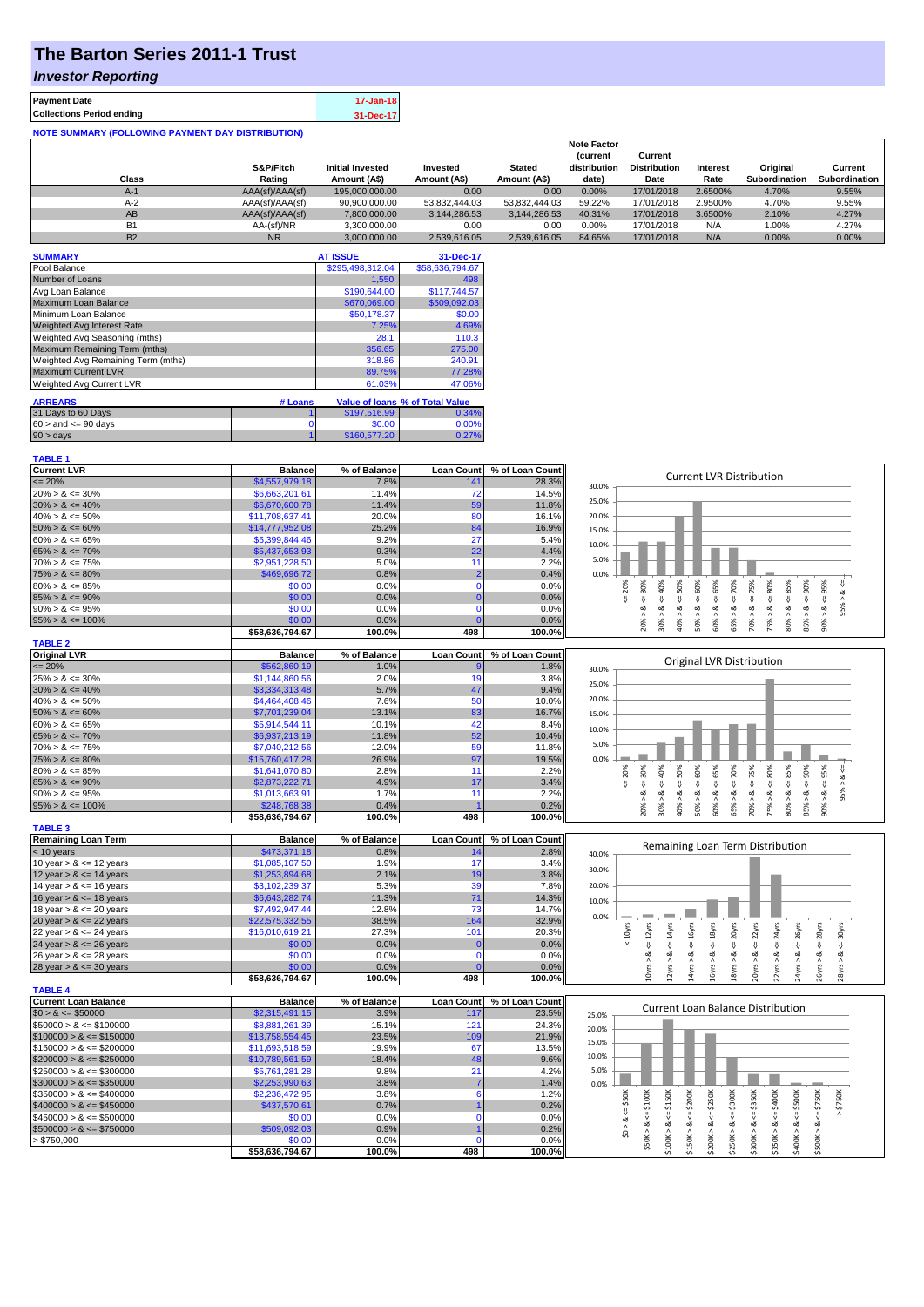# The Barton Series 2011-1 Trust

## *Investor Reporting*

| **Payment Date** | 17-Jan-18 |
|---|---|
| **Collections Period ending** | 31-Dec-17 |

**NOTE SUMMARY (FOLLOWING PAYMENT DAY DISTRIBUTION)**

| Class | S&P/Fitch Rating | Initial Invested Amount (A$) | Invested Amount (A$) | Stated Amount (A$) | Note Factor (current distribution date) | Current Distribution Date | Interest Rate | Original Subordination | Current Subordination |
|---|---|---|---|---|---|---|---|---|---|
| A-1 | AAA(sf)/AAA(sf) | 195,000,000.00 | 0.00 | 0.00 | 0.00% | 17/01/2018 | 2.6500% | 4.70% | 9.55% |
| A-2 | AAA(sf)/AAA(sf) | 90,900,000.00 | 53,832,444.03 | 53,832,444.03 | 59.22% | 17/01/2018 | 2.9500% | 4.70% | 9.55% |
| AB | AAA(sf)/AAA(sf) | 7,800,000.00 | 3,144,286.53 | 3,144,286.53 | 40.31% | 17/01/2018 | 3.6500% | 2.10% | 4.27% |
| B1 | AA-(sf)/NR | 3,300,000.00 | 0.00 | 0.00 | 0.00% | 17/01/2018 | N/A | 1.00% | 4.27% |
| B2 | NR | 3,000,000.00 | 2,539,616.05 | 2,539,616.05 | 84.65% | 17/01/2018 | N/A | 0.00% | 0.00% |

| SUMMARY | AT ISSUE | 31-Dec-17 |
|---|---|---|
| Pool Balance | $295,498,312.04 | $58,636,794.67 |
| Number of Loans | 1,550 | 498 |
| Avg Loan Balance | $190,644.00 | $117,744.57 |
| Maximum Loan Balance | $670,069.00 | $509,092.03 |
| Minimum Loan Balance | $50,178.37 | $0.00 |
| Weighted Avg Interest Rate | 7.25% | 4.69% |
| Weighted Avg Seasoning (mths) | 28.1 | 110.3 |
| Maximum Remaining Term (mths) | 356.65 | 275.00 |
| Weighted Avg Remaining Term (mths) | 318.86 | 240.91 |
| Maximum Current LVR | 89.75% | 77.28% |
| Weighted Avg Current LVR | 61.03% | 47.06% |

| ARREARS | # Loans | Value of loans | % of Total Value |
|---|---|---|---|
| 31 Days to 60 Days | 1 | $197,516.99 | 0.34% |
| 60 > and <= 90 days | 0 | $0.00 | 0.00% |
| 90 > days | 1 | $160,577.20 | 0.27% |

**TABLE 1**

| Current LVR | Balance | % of Balance | Loan Count | % of Loan Count |
|---|---|---|---|---|
| <= 20% | $4,557,979.18 | 7.8% | 141 | 28.3% |
| 20% > & <= 30% | $6,663,201.61 | 11.4% | 72 | 14.5% |
| 30% > & <= 40% | $6,670,600.78 | 11.4% | 59 | 11.8% |
| 40% > & <= 50% | $11,708,637.41 | 20.0% | 80 | 16.1% |
| 50% > & <= 60% | $14,777,952.08 | 25.2% | 84 | 16.9% |
| 60% > & <= 65% | $5,399,844.46 | 9.2% | 27 | 5.4% |
| 65% > & <= 70% | $5,437,653.93 | 9.3% | 22 | 4.4% |
| 70% > & <= 75% | $2,951,228.50 | 5.0% | 11 | 2.2% |
| 75% > & <= 80% | $469,696.72 | 0.8% | 2 | 0.4% |
| 80% > & <= 85% | $0.00 | 0.0% | 0 | 0.0% |
| 85% > & <= 90% | $0.00 | 0.0% | 0 | 0.0% |
| 90% > & <= 95% | $0.00 | 0.0% | 0 | 0.0% |
| 95% > & <= 100% | $0.00 | 0.0% | 0 | 0.0% |
| | $58,636,794.67 | 100.0% | 498 | 100.0% |

**TABLE 2**

| Original LVR | Balance | % of Balance | Loan Count | % of Loan Count |
|---|---|---|---|---|
| <= 20% | $562,860.19 | 1.0% | 9 | 1.8% |
| 25% > & <= 30% | $1,144,860.56 | 2.0% | 19 | 3.8% |
| 30% > & <= 40% | $3,334,313.48 | 5.7% | 47 | 9.4% |
| 40% > & <= 50% | $4,464,408.46 | 7.6% | 50 | 10.0% |
| 50% > & <= 60% | $7,701,239.04 | 13.1% | 83 | 16.7% |
| 60% > & <= 65% | $5,914,544.11 | 10.1% | 42 | 8.4% |
| 65% > & <= 70% | $6,937,213.19 | 11.8% | 52 | 10.4% |
| 70% > & <= 75% | $7,040,212.56 | 12.0% | 59 | 11.8% |
| 75% > & <= 80% | $15,760,417.28 | 26.9% | 97 | 19.5% |
| 80% > & <= 85% | $1,641,070.80 | 2.8% | 11 | 2.2% |
| 85% > & <= 90% | $2,873,222.71 | 4.9% | 17 | 3.4% |
| 90% > & <= 95% | $1,013,663.91 | 1.7% | 11 | 2.2% |
| 95% > & <= 100% | $248,768.38 | 0.4% | 1 | 0.2% |
| | $58,636,794.67 | 100.0% | 498 | 100.0% |

**TABLE 3**

| Remaining Loan Term | Balance | % of Balance | Loan Count | % of Loan Count |
|---|---|---|---|---|
| < 10 years | $473,371.18 | 0.8% | 14 | 2.8% |
| 10 year > & <= 12 years | $1,085,107.50 | 1.9% | 17 | 3.4% |
| 12 year > & <= 14 years | $1,253,894.68 | 2.1% | 19 | 3.8% |
| 14 year > & <= 16 years | $3,102,239.37 | 5.3% | 39 | 7.8% |
| 16 year > & <= 18 years | $6,643,282.74 | 11.3% | 71 | 14.3% |
| 18 year > & <= 20 years | $7,492,947.44 | 12.8% | 73 | 14.7% |
| 20 year > & <= 22 years | $22,575,332.55 | 38.5% | 164 | 32.9% |
| 22 year > & <= 24 years | $16,010,619.21 | 27.3% | 101 | 20.3% |
| 24 year > & <= 26 years | $0.00 | 0.0% | 0 | 0.0% |
| 26 year > & <= 28 years | $0.00 | 0.0% | 0 | 0.0% |
| 28 year > & <= 30 years | $0.00 | 0.0% | 0 | 0.0% |
| | $58,636,794.67 | 100.0% | 498 | 100.0% |

**TABLE 4**

| Current Loan Balance | Balance | % of Balance | Loan Count | % of Loan Count |
|---|---|---|---|---|
| $0 > & <= $50000 | $2,315,491.15 | 3.9% | 117 | 23.5% |
| $50000 > & <= $100000 | $8,881,261.39 | 15.1% | 121 | 24.3% |
| $100000 > & <= $150000 | $13,758,554.45 | 23.5% | 109 | 21.9% |
| $150000 > & <= $200000 | $11,693,518.59 | 19.9% | 67 | 13.5% |
| $200000 > & <= $250000 | $10,789,561.59 | 18.4% | 48 | 9.6% |
| $250000 > & <= $300000 | $5,761,281.28 | 9.8% | 21 | 4.2% |
| $300000 > & <= $350000 | $2,253,990.63 | 3.8% | 7 | 1.4% |
| $350000 > & <= $400000 | $2,236,472.95 | 3.8% | 6 | 1.2% |
| $400000 > & <= $450000 | $437,570.61 | 0.7% | 1 | 0.2% |
| $450000 > & <= $500000 | $0.00 | 0.0% | 0 | 0.0% |
| $500000 > & <= $750000 | $509,092.03 | 0.9% | 1 | 0.2% |
| > $750,000 | $0.00 | 0.0% | 0 | 0.0% |
| | $58,636,794.67 | 100.0% | 498 | 100.0% |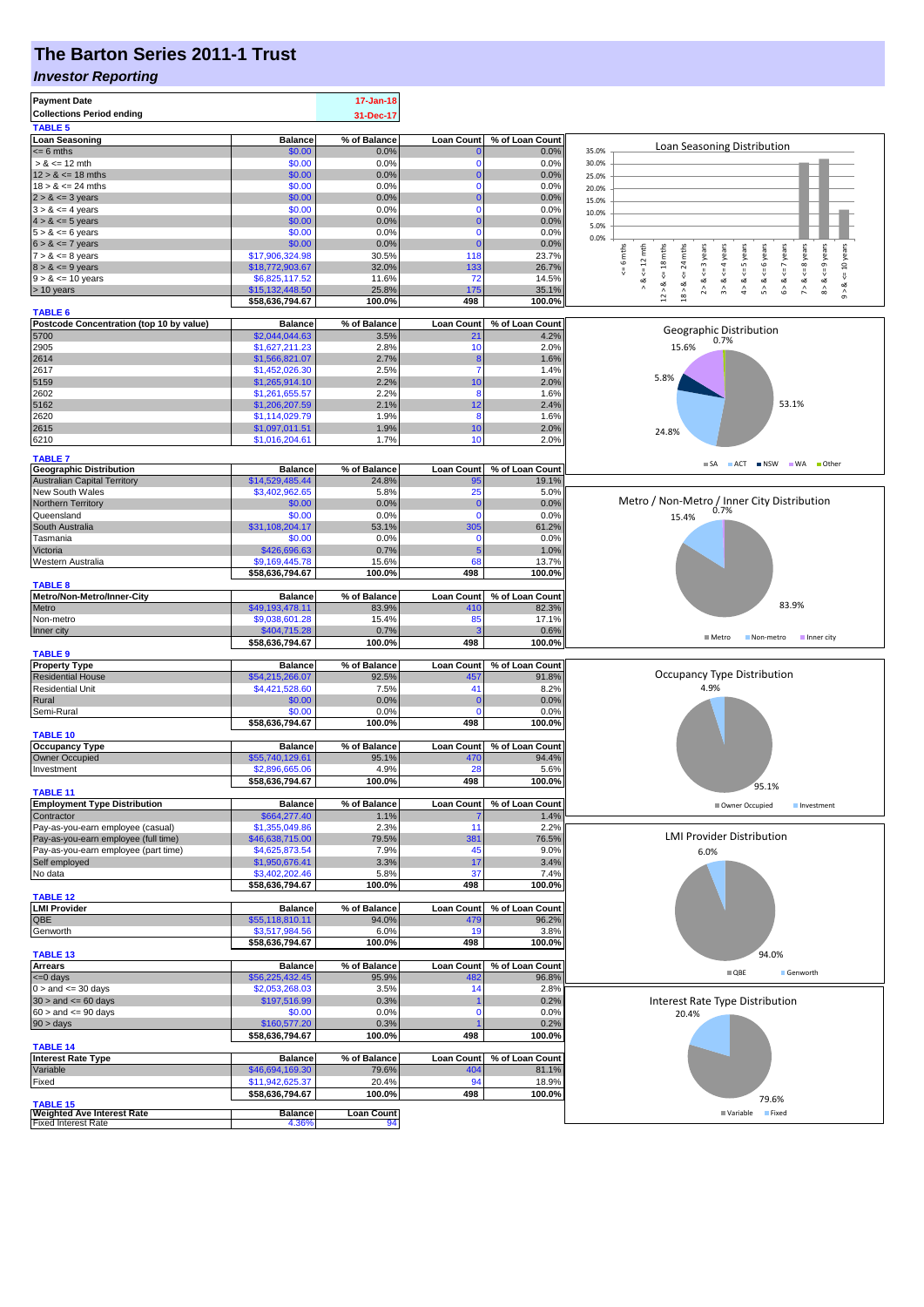# The Barton Series 2011-1 Trust

## *Investor Reporting*

| Payment Date | 17-Jan-18 |
|---|---|
| Collections Period ending | 31-Dec-17 |

**TABLE 5**

| Loan Seasoning | Balance | % of Balance | Loan Count | % of Loan Count |
|---|---|---|---|---|
| <= 6 mths | $0.00 | 0.0% | 0 | 0.0% |
| > & <= 12 mth | $0.00 | 0.0% | 0 | 0.0% |
| 12 > & <= 18 mths | $0.00 | 0.0% | 0 | 0.0% |
| 18 > & <= 24 mths | $0.00 | 0.0% | 0 | 0.0% |
| 2 > & <= 3 years | $0.00 | 0.0% | 0 | 0.0% |
| 3 > & <= 4 years | $0.00 | 0.0% | 0 | 0.0% |
| 4 > & <= 5 years | $0.00 | 0.0% | 0 | 0.0% |
| 5 > & <= 6 years | $0.00 | 0.0% | 0 | 0.0% |
| 6 > & <= 7 years | $0.00 | 0.0% | 0 | 0.0% |
| 7 > & <= 8 years | $17,906,324.98 | 30.5% | 118 | 23.7% |
| 8 > & <= 9 years | $18,772,903.67 | 32.0% | 133 | 26.7% |
| 9 > & <= 10 years | $6,825,117.52 | 11.6% | 72 | 14.5% |
| > 10 years | $15,132,448.50 | 25.8% | 175 | 35.1% |
| | $58,636,794.67 | 100.0% | 498 | 100.0% |

**TABLE 6**

| Postcode Concentration (top 10 by value) | Balance | % of Balance | Loan Count | % of Loan Count |
|---|---|---|---|---|
| 5700 | $2,044,044.63 | 3.5% | 21 | 4.2% |
| 2905 | $1,627,211.23 | 2.8% | 10 | 2.0% |
| 2614 | $1,566,821.07 | 2.7% | 8 | 1.6% |
| 2617 | $1,452,026.30 | 2.5% | 7 | 1.4% |
| 5159 | $1,265,914.10 | 2.2% | 10 | 2.0% |
| 2602 | $1,261,655.57 | 2.2% | 8 | 1.6% |
| 5162 | $1,206,207.59 | 2.1% | 12 | 2.4% |
| 2620 | $1,114,029.79 | 1.9% | 8 | 1.6% |
| 2615 | $1,097,011.51 | 1.9% | 10 | 2.0% |
| 6210 | $1,016,204.61 | 1.7% | 10 | 2.0% |

**TABLE 7**

| Geographic Distribution | Balance | % of Balance | Loan Count | % of Loan Count |
|---|---|---|---|---|
| Australian Capital Territory | $14,529,485.44 | 24.8% | 95 | 19.1% |
| New South Wales | $3,402,962.65 | 5.8% | 25 | 5.0% |
| Northern Territory | $0.00 | 0.0% | 0 | 0.0% |
| Queensland | $0.00 | 0.0% | 0 | 0.0% |
| South Australia | $31,108,204.17 | 53.1% | 305 | 61.2% |
| Tasmania | $0.00 | 0.0% | 0 | 0.0% |
| Victoria | $426,696.63 | 0.7% | 5 | 1.0% |
| Western Australia | $9,169,445.78 | 15.6% | 68 | 13.7% |
| | $58,636,794.67 | 100.0% | 498 | 100.0% |

**TABLE 8**

| Metro/Non-Metro/Inner-City | Balance | % of Balance | Loan Count | % of Loan Count |
|---|---|---|---|---|
| Metro | $49,193,478.11 | 83.9% | 410 | 82.3% |
| Non-metro | $9,038,601.28 | 15.4% | 85 | 17.1% |
| Inner city | $404,715.28 | 0.7% | 3 | 0.6% |
| | $58,636,794.67 | 100.0% | 498 | 100.0% |

**TABLE 9**

| Property Type | Balance | % of Balance | Loan Count | % of Loan Count |
|---|---|---|---|---|
| Residential House | $54,215,266.07 | 92.5% | 457 | 91.8% |
| Residential Unit | $4,421,528.60 | 7.5% | 41 | 8.2% |
| Rural | $0.00 | 0.0% | 0 | 0.0% |
| Semi-Rural | $0.00 | 0.0% | 0 | 0.0% |
| | $58,636,794.67 | 100.0% | 498 | 100.0% |

**TABLE 10**

| Occupancy Type | Balance | % of Balance | Loan Count | % of Loan Count |
|---|---|---|---|---|
| Owner Occupied | $55,740,129.61 | 95.1% | 470 | 94.4% |
| Investment | $2,896,665.06 | 4.9% | 28 | 5.6% |
| | $58,636,794.67 | 100.0% | 498 | 100.0% |

**TABLE 11**

| Employment Type Distribution | Balance | % of Balance | Loan Count | % of Loan Count |
|---|---|---|---|---|
| Contractor | $664,277.40 | 1.1% | 7 | 1.4% |
| Pay-as-you-earn employee (casual) | $1,355,049.86 | 2.3% | 11 | 2.2% |
| Pay-as-you-earn employee (full time) | $46,638,715.00 | 79.5% | 381 | 76.5% |
| Pay-as-you-earn employee (part time) | $4,625,873.54 | 7.9% | 45 | 9.0% |
| Self employed | $1,950,676.41 | 3.3% | 17 | 3.4% |
| No data | $3,402,202.46 | 5.8% | 37 | 7.4% |
| | $58,636,794.67 | 100.0% | 498 | 100.0% |

**TABLE 12**

| LMI Provider | Balance | % of Balance | Loan Count | % of Loan Count |
|---|---|---|---|---|
| QBE | $55,118,810.11 | 94.0% | 479 | 96.2% |
| Genworth | $3,517,984.56 | 6.0% | 19 | 3.8% |
| | $58,636,794.67 | 100.0% | 498 | 100.0% |

**TABLE 13**

| Arrears | Balance | % of Balance | Loan Count | % of Loan Count |
|---|---|---|---|---|
| <=0 days | $56,225,432.45 | 95.9% | 482 | 96.8% |
| 0 > and <= 30 days | $2,053,268.03 | 3.5% | 14 | 2.8% |
| 30 > and <= 60 days | $197,516.99 | 0.3% | 1 | 0.2% |
| 60 > and <= 90 days | $0.00 | 0.0% | 0 | 0.0% |
| 90 > days | $160,577.20 | 0.3% | 1 | 0.2% |
| | $58,636,794.67 | 100.0% | 498 | 100.0% |

**TABLE 14**

| Interest Rate Type | Balance | % of Balance | Loan Count | % of Loan Count |
|---|---|---|---|---|
| Variable | $46,694,169.30 | 79.6% | 404 | 81.1% |
| Fixed | $11,942,625.37 | 20.4% | 94 | 18.9% |
| | $58,636,794.67 | 100.0% | 498 | 100.0% |

**TABLE 15**

| Weighted Ave Interest Rate | Balance | Loan Count |
|---|---|---|
| Fixed Interest Rate | 4.36% | 94 |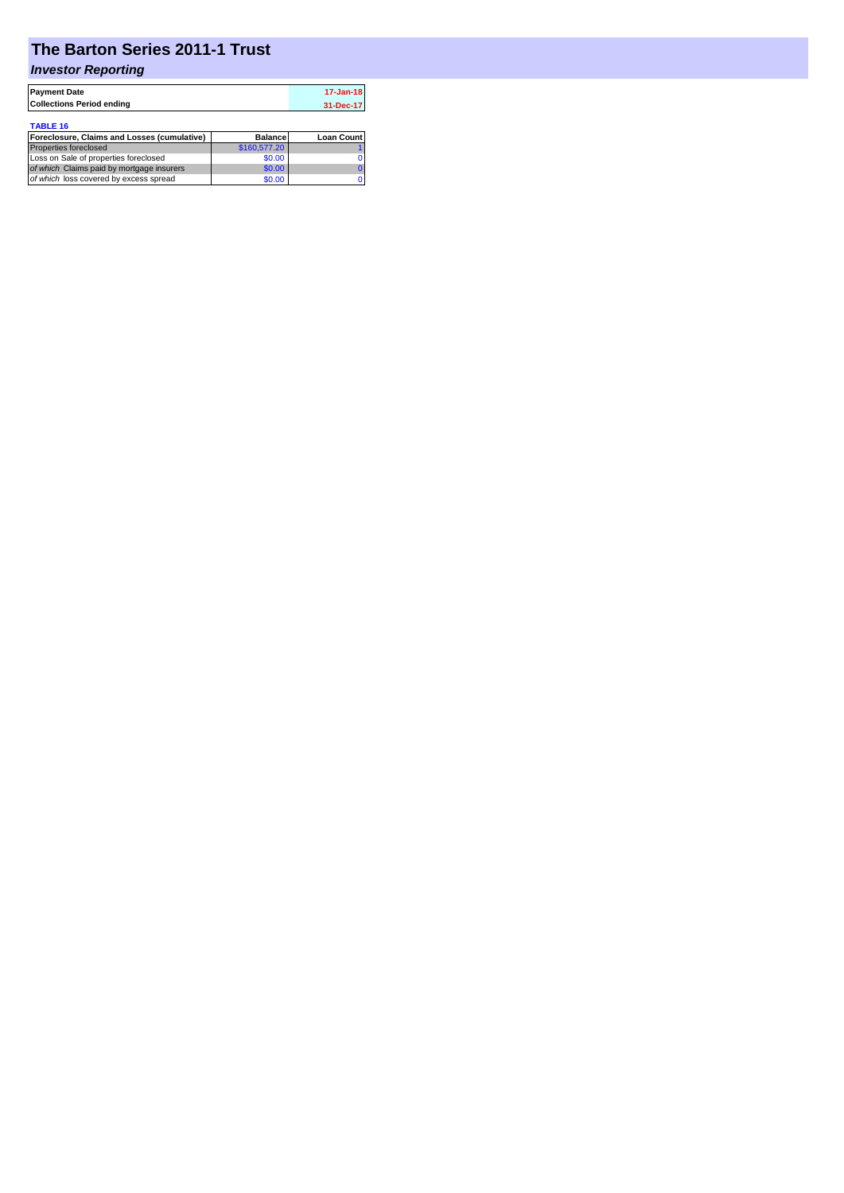# The Barton Series 2011-1 Trust

## *Investor Reporting*

| | |
|---|---|
| **Payment Date** | **17-Jan-18** |
| **Collections Period ending** | **31-Dec-17** |

**TABLE 16**

| Foreclosure, Claims and Losses (cumulative) | Balance | Loan Count |
|---|---|---|
| Properties foreclosed | $160,577.20 | 1 |
| Loss on Sale of properties foreclosed | $0.00 | 0 |
| *of which* Claims paid by mortgage insurers | $0.00 | 0 |
| *of which* loss covered by excess spread | $0.00 | 0 |